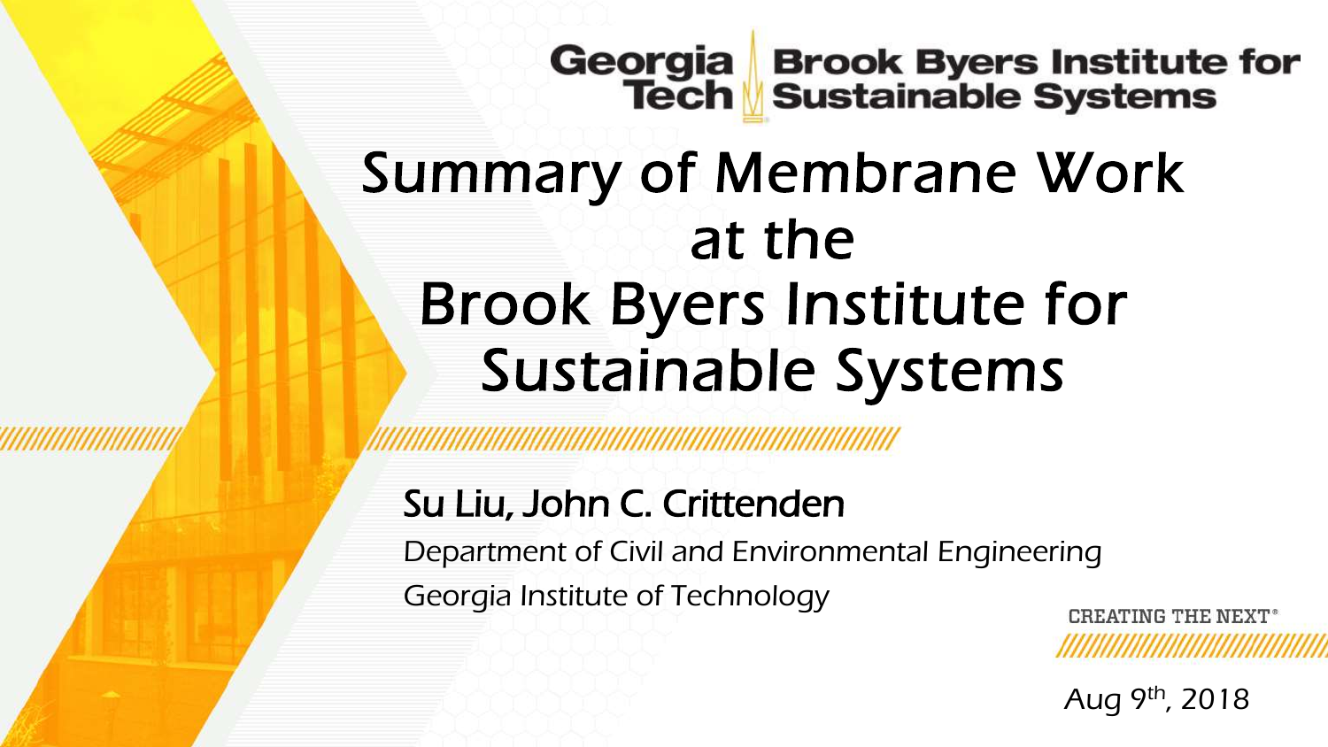Georgia Tech | Brook Byers Institute for Sustainable Systems

# Summary of Membrane Work at the Brook Byers Institute for Sustainable Systems

## Su Liu, John C. Crittenden

Department of Civil and Environmental Engineering

Georgia Institute of Technology

CREATING THE NEXT®

Aug 9th, 2018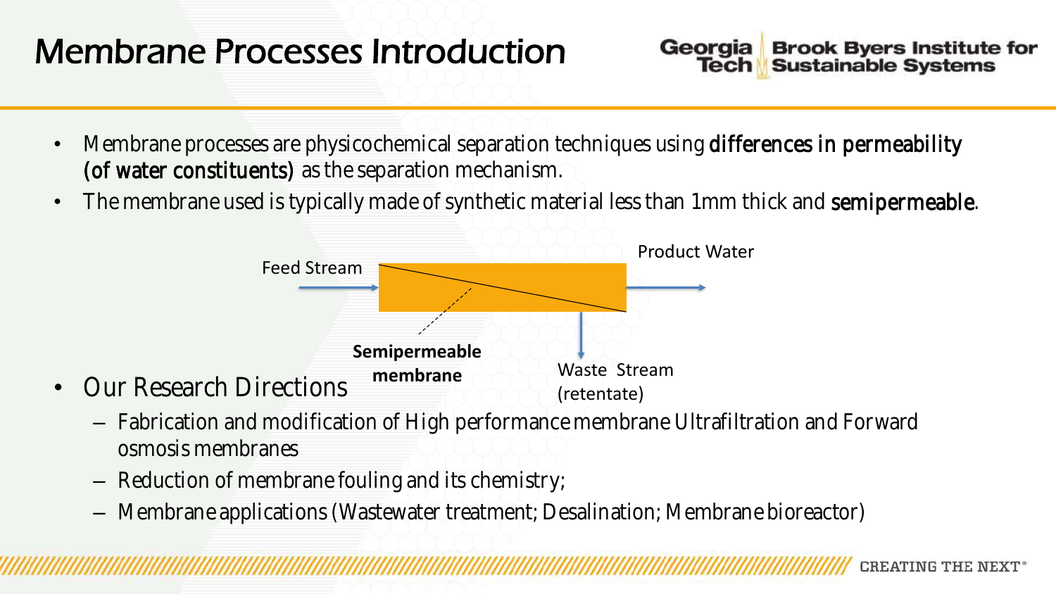# Membrane Processes Introduction

- Membrane processes are physicochemical separation techniques using **differences in permeability (of water constituents)** as the separation mechanism.
- The membrane used is typically made of synthetic material less than 1mm thick and **semipermeable**.

Feed Stream

Product Water

**Semipermeable membrane**

Waste Stream (retentate)

- Our Research Directions
  - Fabrication and modification of High performance membrane Ultrafiltration and Forward osmosis membranes
  - Reduction of membrane fouling and its chemistry;
  - Membrane applications (Wastewater treatment; Desalination; Membrane bioreactor)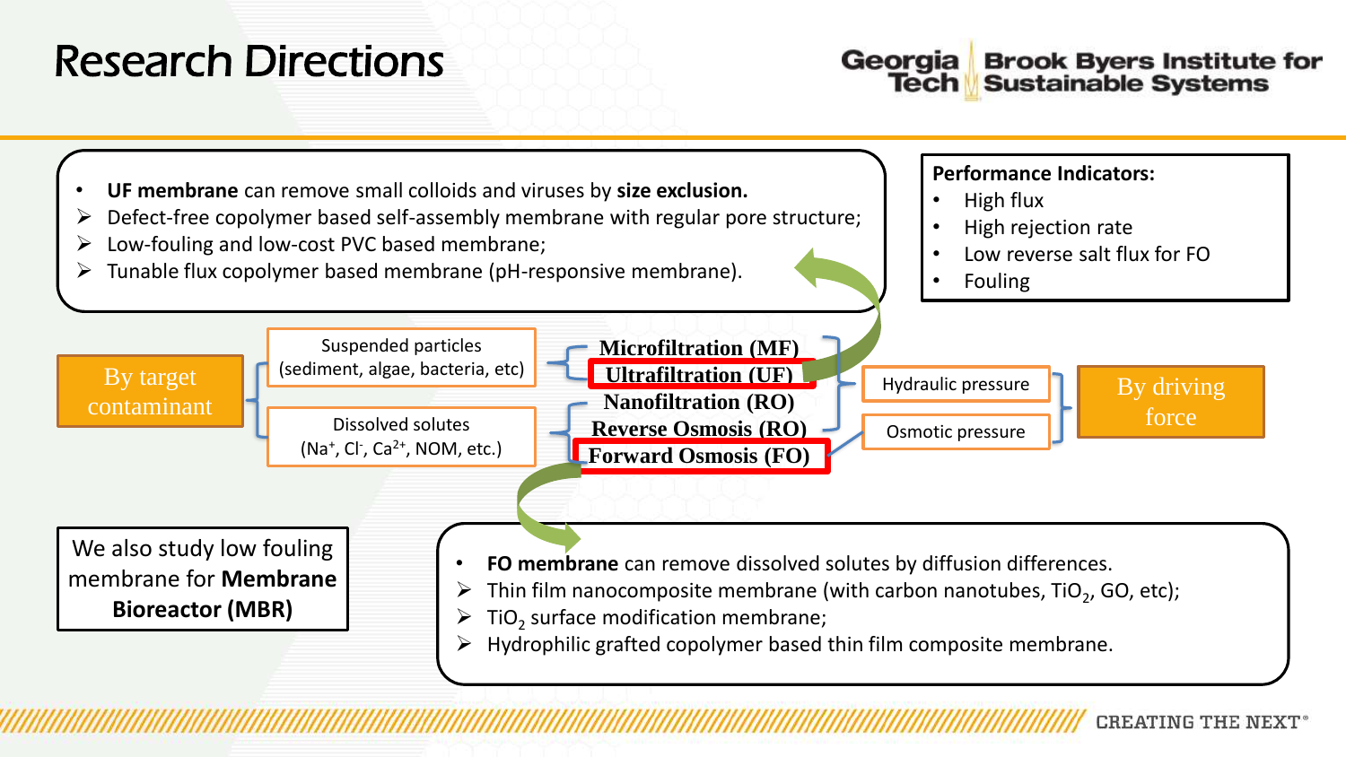# Research Directions

- **UF membrane** can remove small colloids and viruses by **size exclusion.**
  - Defect-free copolymer based self-assembly membrane with regular pore structure;
  - Low-fouling and low-cost PVC based membrane;
  - Tunable flux copolymer based membrane (pH-responsive membrane).

**Performance Indicators:**

- High flux
- High rejection rate
- Low reverse salt flux for FO
- Fouling

By target contaminant

- Suspended particles (sediment, algae, bacteria, etc)
  - Microfiltration (MF)
  - Ultrafiltration (UF)
- Dissolved solutes ($Na^{+}$, $Cl^{-}$, $Ca^{2+}$, NOM, etc.)
  - Nanofiltration (RO)
  - Reverse Osmosis (RO)
  - Forward Osmosis (FO)

By driving force

- Hydraulic pressure: Microfiltration (MF), Ultrafiltration (UF), Nanofiltration (RO), Reverse Osmosis (RO)
- Osmotic pressure: Forward Osmosis (FO)

We also study low fouling membrane for **Membrane Bioreactor (MBR)**

- **FO membrane** can remove dissolved solutes by diffusion differences.
  - Thin film nanocomposite membrane (with carbon nanotubes, $TiO_2$, GO, etc);
  - $TiO_2$ surface modification membrane;
  - Hydrophilic grafted copolymer based thin film composite membrane.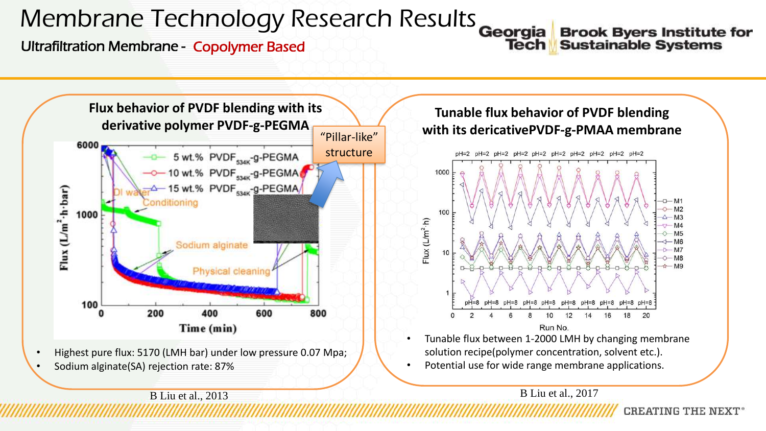# Membrane Technology Research Results

Ultrafiltration Membrane - Copolymer Based

## Flux behavior of PVDF blending with its derivative polymer PVDF-g-PEGMA

"Pillar-like" structure

- Highest pure flux: 5170 (LMH bar) under low pressure 0.07 Mpa;
- Sodium alginate(SA) rejection rate: 87%

B Liu et al., 2013

## Tunable flux behavior of PVDF blending with its dericativePVDF-g-PMAA membrane

- Tunable flux between 1-2000 LMH by changing membrane solution recipe(polymer concentration, solvent etc.).
- Potential use for wide range membrane applications.

B Liu et al., 2017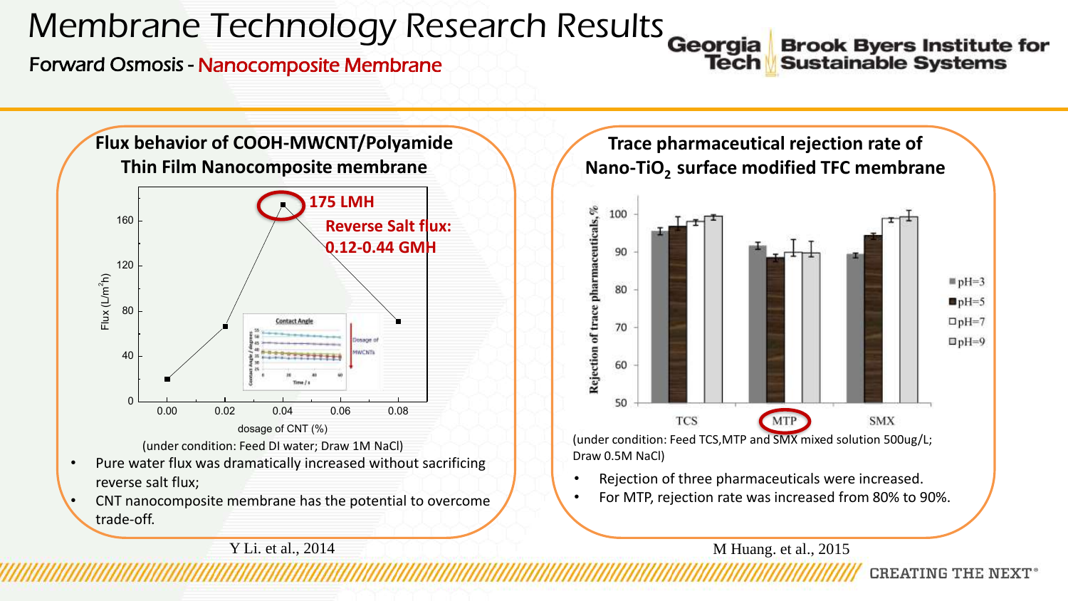# Membrane Technology Research Results

Forward Osmosis - Nanocomposite Membrane

## Flux behavior of COOH-MWCNT/Polyamide Thin Film Nanocomposite membrane

175 LMH

Reverse Salt flux: 0.12-0.44 GMH

(under condition: Feed DI water; Draw 1M NaCl)

- Pure water flux was dramatically increased without sacrificing reverse salt flux;
- CNT nanocomposite membrane has the potential to overcome trade-off.

Y Li. et al., 2014

## Trace pharmaceutical rejection rate of Nano-$TiO_2$ surface modified TFC membrane

(under condition: Feed TCS,MTP and SMX mixed solution 500ug/L; Draw 0.5M NaCl)

- Rejection of three pharmaceuticals were increased.
- For MTP, rejection rate was increased from 80% to 90%.

M Huang. et al., 2015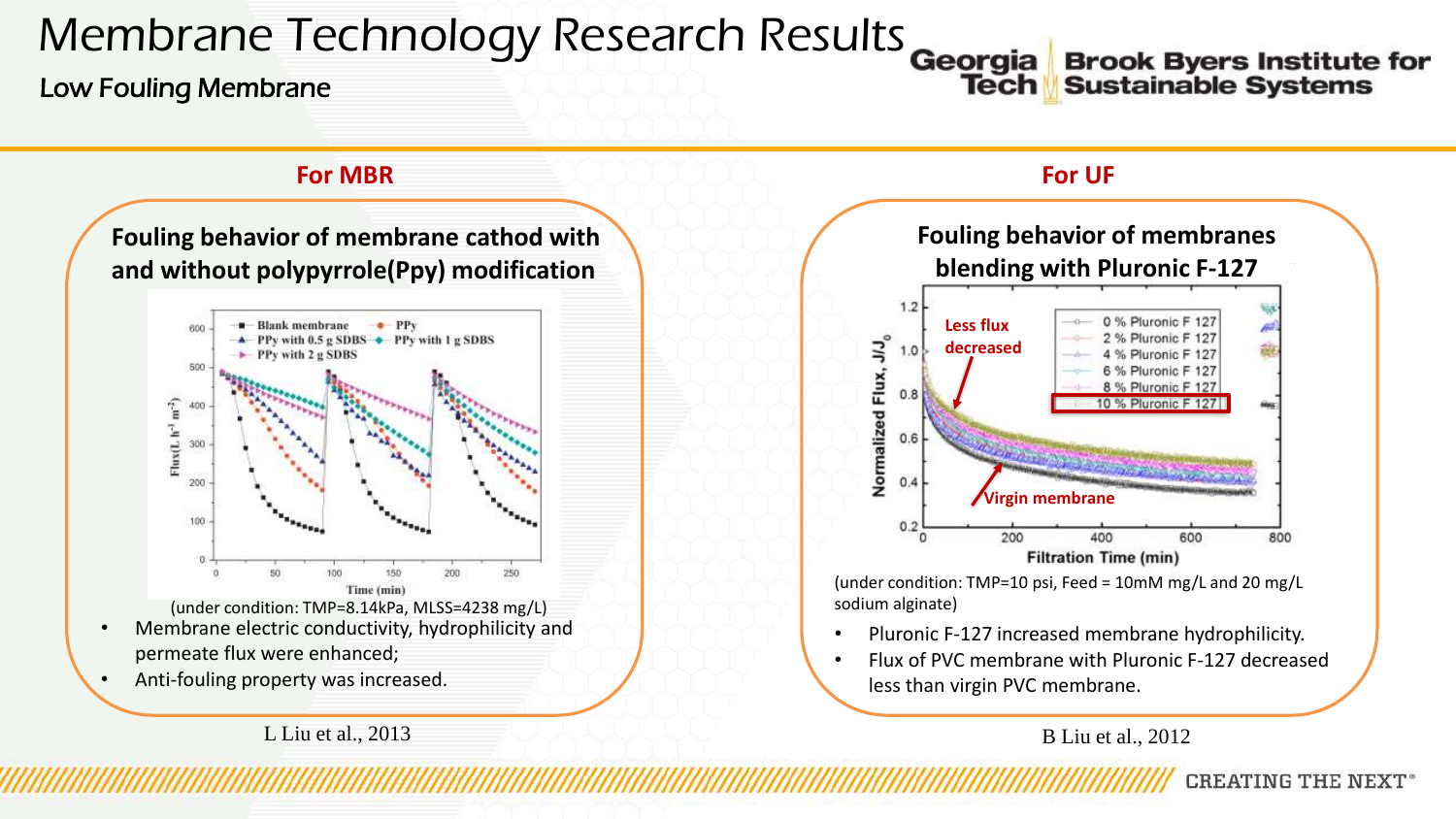# Membrane Technology Research Results

## Low Fouling Membrane

### For MBR

**Fouling behavior of membrane cathod with and without polypyrrole(Ppy) modification**

Blank membrane
PPy
PPy with 0.5 g SDBS
PPy with 1 g SDBS
PPy with 2 g SDBS

Flux($L\ h^{-1}\ m^{-2}$)

0
100
200
300
400
500
600

Time (min)

0
50
100
150
200
250

(under condition: TMP=8.14kPa, MLSS=4238 mg/L)

- Membrane electric conductivity, hydrophilicity and permeate flux were enhanced;
- Anti-fouling property was increased.

L Liu et al., 2013

### For UF

**Fouling behavior of membranes blending with Pluronic F-127**

Less flux decreased

Virgin membrane

0 % Pluronic F 127
2 % Pluronic F 127
4 % Pluronic F 127
6 % Pluronic F 127
8 % Pluronic F 127
10 % Pluronic F 127

Normalized Flux, $J/J_0$

0.2
0.4
0.6
0.8
1.0
1.2

Filtration Time (min)

0
200
400
600
800

(under condition: TMP=10 psi, Feed = 10mM mg/L and 20 mg/L sodium alginate)

- Pluronic F-127 increased membrane hydrophilicity.
- Flux of PVC membrane with Pluronic F-127 decreased less than virgin PVC membrane.

B Liu et al., 2012